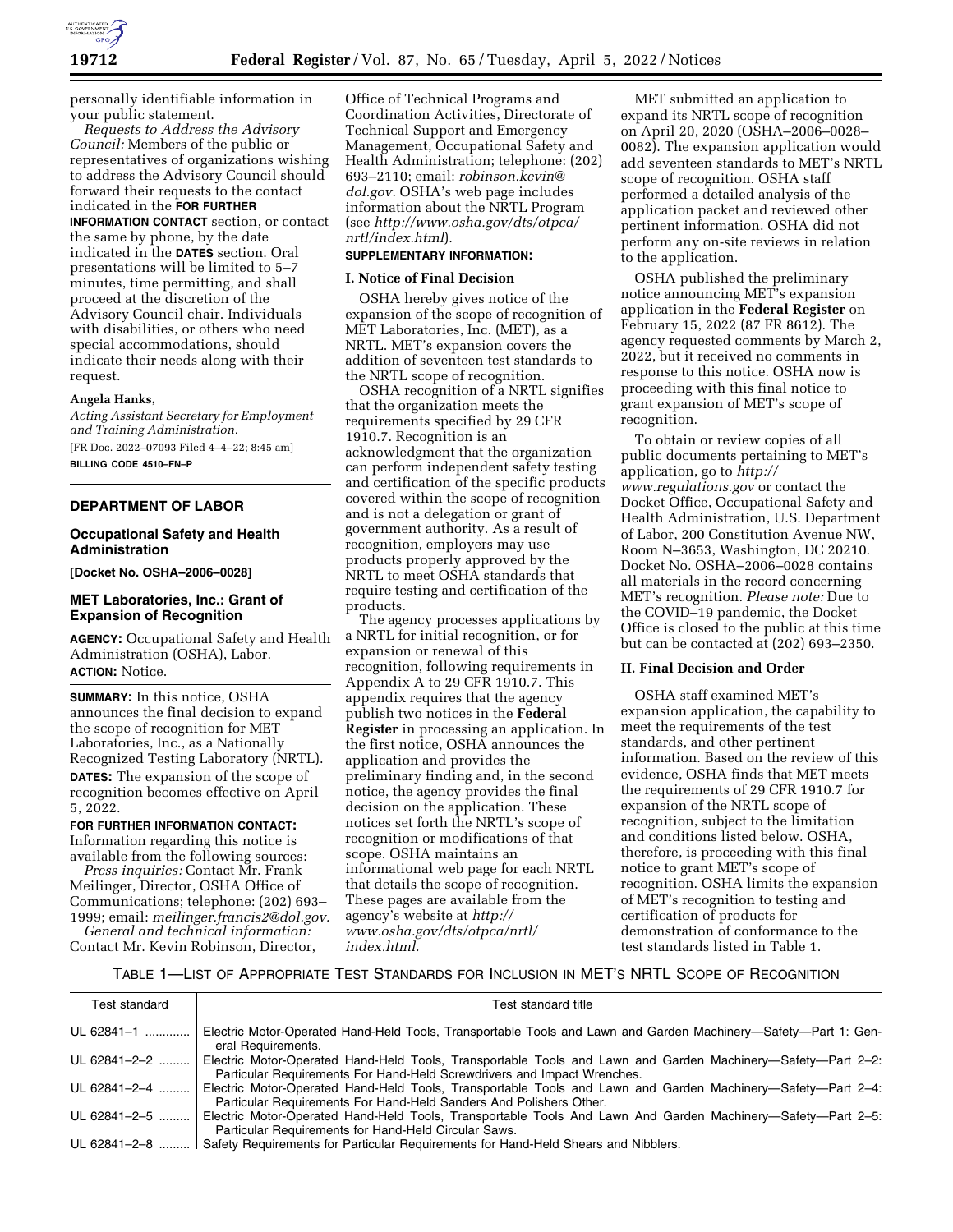personally identifiable information in your public statement.

*Requests to Address the Advisory Council:* Members of the public or representatives of organizations wishing to address the Advisory Council should forward their requests to the contact indicated in the **FOR FURTHER INFORMATION CONTACT** section, or contact the same by phone, by the date indicated in the **DATES** section. Oral presentations will be limited to 5–7 minutes, time permitting, and shall proceed at the discretion of the Advisory Council chair. Individuals with disabilities, or others who need special accommodations, should indicate their needs along with their request.

**Angela Hanks,**

*Acting Assistant Secretary for Employment and Training Administration.*

[FR Doc. 2022–07093 Filed 4–4–22; 8:45 am]

**BILLING CODE 4510–FN–P**

## DEPARTMENT OF LABOR

### Occupational Safety and Health Administration

**[Docket No. OSHA–2006–0028]**

### MET Laboratories, Inc.: Grant of Expansion of Recognition

**AGENCY:** Occupational Safety and Health Administration (OSHA), Labor.

**ACTION:** Notice.

**SUMMARY:** In this notice, OSHA announces the final decision to expand the scope of recognition for MET Laboratories, Inc., as a Nationally Recognized Testing Laboratory (NRTL).

**DATES:** The expansion of the scope of recognition becomes effective on April 5, 2022.

**FOR FURTHER INFORMATION CONTACT:** Information regarding this notice is available from the following sources:

*Press inquiries:* Contact Mr. Frank Meilinger, Director, OSHA Office of Communications; telephone: (202) 693–1999; email: *meilinger.francis2@dol.gov.*

*General and technical information:* Contact Mr. Kevin Robinson, Director, Office of Technical Programs and Coordination Activities, Directorate of Technical Support and Emergency Management, Occupational Safety and Health Administration; telephone: (202) 693–2110; email: *robinson.kevin@dol.gov.* OSHA's web page includes information about the NRTL Program (see *http://www.osha.gov/dts/otpca/nrtl/index.html*).

**SUPPLEMENTARY INFORMATION:**

#### I. Notice of Final Decision

OSHA hereby gives notice of the expansion of the scope of recognition of MET Laboratories, Inc. (MET), as a NRTL. MET's expansion covers the addition of seventeen test standards to the NRTL scope of recognition.

OSHA recognition of a NRTL signifies that the organization meets the requirements specified by 29 CFR 1910.7. Recognition is an acknowledgment that the organization can perform independent safety testing and certification of the specific products covered within the scope of recognition and is not a delegation or grant of government authority. As a result of recognition, employers may use products properly approved by the NRTL to meet OSHA standards that require testing and certification of the products.

The agency processes applications by a NRTL for initial recognition, or for expansion or renewal of this recognition, following requirements in Appendix A to 29 CFR 1910.7. This appendix requires that the agency publish two notices in the **Federal Register** in processing an application. In the first notice, OSHA announces the application and provides the preliminary finding and, in the second notice, the agency provides the final decision on the application. These notices set forth the NRTL's scope of recognition or modifications of that scope. OSHA maintains an informational web page for each NRTL that details the scope of recognition. These pages are available from the agency's website at *http://www.osha.gov/dts/otpca/nrtl/index.html.*

MET submitted an application to expand its NRTL scope of recognition on April 20, 2020 (OSHA–2006–0028–0082). The expansion application would add seventeen standards to MET's NRTL scope of recognition. OSHA staff performed a detailed analysis of the application packet and reviewed other pertinent information. OSHA did not perform any on-site reviews in relation to the application.

OSHA published the preliminary notice announcing MET's expansion application in the **Federal Register** on February 15, 2022 (87 FR 8612). The agency requested comments by March 2, 2022, but it received no comments in response to this notice. OSHA now is proceeding with this final notice to grant expansion of MET's scope of recognition.

To obtain or review copies of all public documents pertaining to MET's application, go to *http://www.regulations.gov* or contact the Docket Office, Occupational Safety and Health Administration, U.S. Department of Labor, 200 Constitution Avenue NW, Room N–3653, Washington, DC 20210. Docket No. OSHA–2006–0028 contains all materials in the record concerning MET's recognition. *Please note:* Due to the COVID–19 pandemic, the Docket Office is closed to the public at this time but can be contacted at (202) 693–2350.

#### II. Final Decision and Order

OSHA staff examined MET's expansion application, the capability to meet the requirements of the test standards, and other pertinent information. Based on the review of this evidence, OSHA finds that MET meets the requirements of 29 CFR 1910.7 for expansion of the NRTL scope of recognition, subject to the limitation and conditions listed below. OSHA, therefore, is proceeding with this final notice to grant MET's scope of recognition. OSHA limits the expansion of MET's recognition to testing and certification of products for demonstration of conformance to the test standards listed in Table 1.

TABLE 1—LIST OF APPROPRIATE TEST STANDARDS FOR INCLUSION IN MET'S NRTL SCOPE OF RECOGNITION

| Test standard | Test standard title |
|---|---|
| UL 62841–1 | Electric Motor-Operated Hand-Held Tools, Transportable Tools and Lawn and Garden Machinery—Safety—Part 1: General Requirements. |
| UL 62841–2–2 | Electric Motor-Operated Hand-Held Tools, Transportable Tools and Lawn and Garden Machinery—Safety—Part 2–2: Particular Requirements For Hand-Held Screwdrivers and Impact Wrenches. |
| UL 62841–2–4 | Electric Motor-Operated Hand-Held Tools, Transportable Tools and Lawn and Garden Machinery—Safety—Part 2–4: Particular Requirements For Hand-Held Sanders And Polishers Other. |
| UL 62841–2–5 | Electric Motor-Operated Hand-Held Tools, Transportable Tools And Lawn And Garden Machinery—Safety—Part 2–5: Particular Requirements for Hand-Held Circular Saws. |
| UL 62841–2–8 | Safety Requirements for Particular Requirements for Hand-Held Shears and Nibblers. |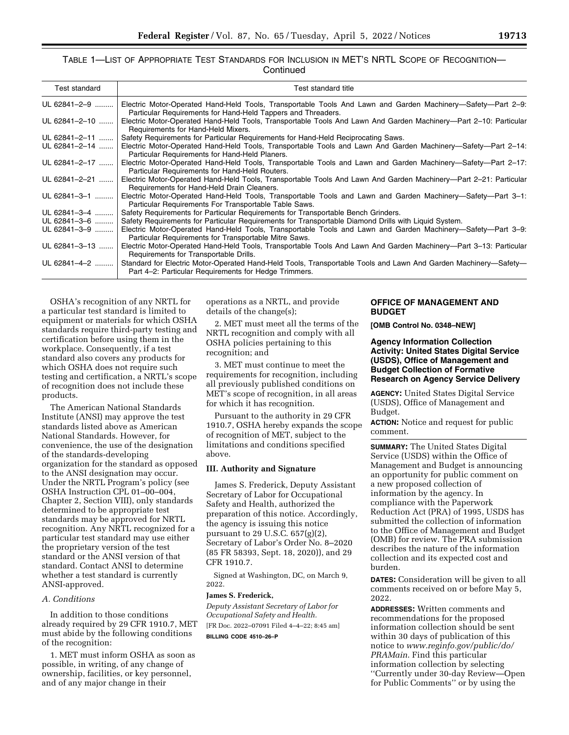TABLE 1—LIST OF APPROPRIATE TEST STANDARDS FOR INCLUSION IN MET'S NRTL SCOPE OF RECOGNITION—Continued

| Test standard | Test standard title |
| --- | --- |
| UL 62841–2–9 | Electric Motor-Operated Hand-Held Tools, Transportable Tools And Lawn and Garden Machinery—Safety—Part 2–9: Particular Requirements for Hand-Held Tappers and Threaders. |
| UL 62841–2–10 | Electric Motor-Operated Hand-Held Tools, Transportable Tools And Lawn And Garden Machinery—Part 2–10: Particular Requirements for Hand-Held Mixers. |
| UL 62841–2–11 | Safety Requirements for Particular Requirements for Hand-Held Reciprocating Saws. |
| UL 62841–2–14 | Electric Motor-Operated Hand-Held Tools, Transportable Tools and Lawn And Garden Machinery—Safety—Part 2–14: Particular Requirements for Hand-Held Planers. |
| UL 62841–2–17 | Electric Motor-Operated Hand-Held Tools, Transportable Tools and Lawn and Garden Machinery—Safety—Part 2–17: Particular Requirements for Hand-Held Routers. |
| UL 62841–2–21 | Electric Motor-Operated Hand-Held Tools, Transportable Tools And Lawn And Garden Machinery—Part 2–21: Particular Requirements for Hand-Held Drain Cleaners. |
| UL 62841–3–1 | Electric Motor-Operated Hand-Held Tools, Transportable Tools and Lawn and Garden Machinery—Safety—Part 3–1: Particular Requirements For Transportable Table Saws. |
| UL 62841–3–4 | Safety Requirements for Particular Requirements for Transportable Bench Grinders. |
| UL 62841–3–6 | Safety Requirements for Particular Requirements for Transportable Diamond Drills with Liquid System. |
| UL 62841–3–9 | Electric Motor-Operated Hand-Held Tools, Transportable Tools and Lawn and Garden Machinery—Safety—Part 3–9: Particular Requirements for Transportable Mitre Saws. |
| UL 62841–3–13 | Electric Motor-Operated Hand-Held Tools, Transportable Tools And Lawn And Garden Machinery—Part 3–13: Particular Requirements for Transportable Drills. |
| UL 62841–4–2 | Standard for Electric Motor-Operated Hand-Held Tools, Transportable Tools and Lawn And Garden Machinery—Safety—Part 4–2: Particular Requirements for Hedge Trimmers. |

OSHA's recognition of any NRTL for a particular test standard is limited to equipment or materials for which OSHA standards require third-party testing and certification before using them in the workplace. Consequently, if a test standard also covers any products for which OSHA does not require such testing and certification, a NRTL's scope of recognition does not include these products.

The American National Standards Institute (ANSI) may approve the test standards listed above as American National Standards. However, for convenience, the use of the designation of the standards-developing organization for the standard as opposed to the ANSI designation may occur. Under the NRTL Program's policy (see OSHA Instruction CPL 01–00–004, Chapter 2, Section VIII), only standards determined to be appropriate test standards may be approved for NRTL recognition. Any NRTL recognized for a particular test standard may use either the proprietary version of the test standard or the ANSI version of that standard. Contact ANSI to determine whether a test standard is currently ANSI-approved.

*A. Conditions*

In addition to those conditions already required by 29 CFR 1910.7, MET must abide by the following conditions of the recognition:

1. MET must inform OSHA as soon as possible, in writing, of any change of ownership, facilities, or key personnel, and of any major change in their operations as a NRTL, and provide details of the change(s);

2. MET must meet all the terms of the NRTL recognition and comply with all OSHA policies pertaining to this recognition; and

3. MET must continue to meet the requirements for recognition, including all previously published conditions on MET's scope of recognition, in all areas for which it has recognition.

Pursuant to the authority in 29 CFR 1910.7, OSHA hereby expands the scope of recognition of MET, subject to the limitations and conditions specified above.

**III. Authority and Signature**

James S. Frederick, Deputy Assistant Secretary of Labor for Occupational Safety and Health, authorized the preparation of this notice. Accordingly, the agency is issuing this notice pursuant to 29 U.S.C. 657(g)(2), Secretary of Labor's Order No. 8–2020 (85 FR 58393, Sept. 18, 2020)), and 29 CFR 1910.7.

Signed at Washington, DC, on March 9, 2022.

**James S. Frederick,**

*Deputy Assistant Secretary of Labor for Occupational Safety and Health.*

[FR Doc. 2022–07091 Filed 4–4–22; 8:45 am]

**BILLING CODE 4510–26–P**

## OFFICE OF MANAGEMENT AND BUDGET

**[OMB Control No. 0348–NEW]**

### Agency Information Collection Activity: United States Digital Service (USDS), Office of Management and Budget Collection of Formative Research on Agency Service Delivery

**AGENCY:** United States Digital Service (USDS), Office of Management and Budget.

**ACTION:** Notice and request for public comment.

**SUMMARY:** The United States Digital Service (USDS) within the Office of Management and Budget is announcing an opportunity for public comment on a new proposed collection of information by the agency. In compliance with the Paperwork Reduction Act (PRA) of 1995, USDS has submitted the collection of information to the Office of Management and Budget (OMB) for review. The PRA submission describes the nature of the information collection and its expected cost and burden.

**DATES:** Consideration will be given to all comments received on or before May 5, 2022.

**ADDRESSES:** Written comments and recommendations for the proposed information collection should be sent within 30 days of publication of this notice to *www.reginfo.gov/public/do/PRAMain*. Find this particular information collection by selecting ''Currently under 30-day Review—Open for Public Comments'' or by using the